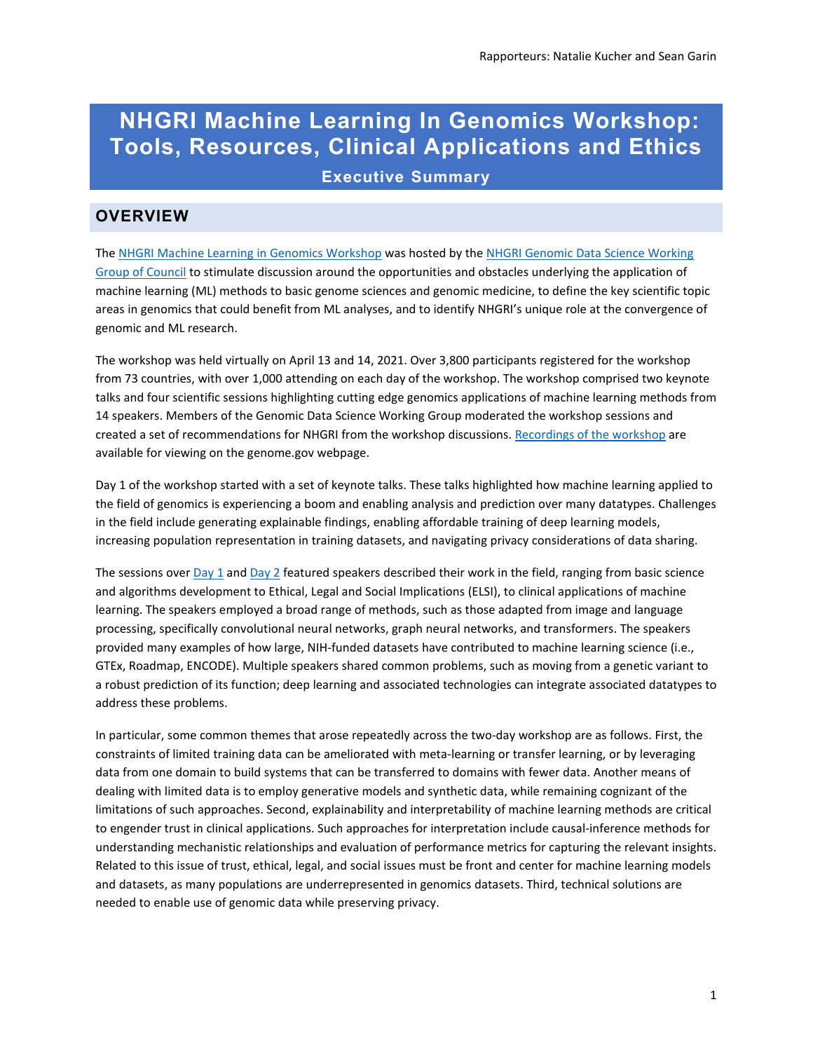Rapporteurs: Natalie Kucher and Sean Garin

# NHGRI Machine Learning In Genomics Workshop: Tools, Resources, Clinical Applications and Ethics

### Executive Summary

## OVERVIEW

The NHGRI Machine Learning in Genomics Workshop was hosted by the NHGRI Genomic Data Science Working Group of Council to stimulate discussion around the opportunities and obstacles underlying the application of machine learning (ML) methods to basic genome sciences and genomic medicine, to define the key scientific topic areas in genomics that could benefit from ML analyses, and to identify NHGRI's unique role at the convergence of genomic and ML research.

The workshop was held virtually on April 13 and 14, 2021. Over 3,800 participants registered for the workshop from 73 countries, with over 1,000 attending on each day of the workshop. The workshop comprised two keynote talks and four scientific sessions highlighting cutting edge genomics applications of machine learning methods from 14 speakers. Members of the Genomic Data Science Working Group moderated the workshop sessions and created a set of recommendations for NHGRI from the workshop discussions. Recordings of the workshop are available for viewing on the genome.gov webpage.

Day 1 of the workshop started with a set of keynote talks. These talks highlighted how machine learning applied to the field of genomics is experiencing a boom and enabling analysis and prediction over many datatypes. Challenges in the field include generating explainable findings, enabling affordable training of deep learning models, increasing population representation in training datasets, and navigating privacy considerations of data sharing.

The sessions over Day 1 and Day 2 featured speakers described their work in the field, ranging from basic science and algorithms development to Ethical, Legal and Social Implications (ELSI), to clinical applications of machine learning. The speakers employed a broad range of methods, such as those adapted from image and language processing, specifically convolutional neural networks, graph neural networks, and transformers. The speakers provided many examples of how large, NIH-funded datasets have contributed to machine learning science (i.e., GTEx, Roadmap, ENCODE). Multiple speakers shared common problems, such as moving from a genetic variant to a robust prediction of its function; deep learning and associated technologies can integrate associated datatypes to address these problems.

In particular, some common themes that arose repeatedly across the two-day workshop are as follows. First, the constraints of limited training data can be ameliorated with meta-learning or transfer learning, or by leveraging data from one domain to build systems that can be transferred to domains with fewer data. Another means of dealing with limited data is to employ generative models and synthetic data, while remaining cognizant of the limitations of such approaches. Second, explainability and interpretability of machine learning methods are critical to engender trust in clinical applications. Such approaches for interpretation include causal-inference methods for understanding mechanistic relationships and evaluation of performance metrics for capturing the relevant insights. Related to this issue of trust, ethical, legal, and social issues must be front and center for machine learning models and datasets, as many populations are underrepresented in genomics datasets. Third, technical solutions are needed to enable use of genomic data while preserving privacy.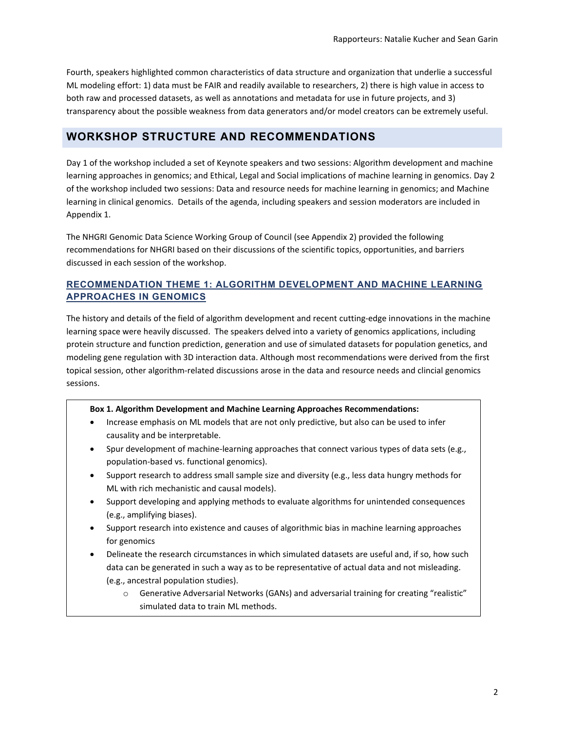Fourth, speakers highlighted common characteristics of data structure and organization that underlie a successful ML modeling effort: 1) data must be FAIR and readily available to researchers, 2) there is high value in access to both raw and processed datasets, as well as annotations and metadata for use in future projects, and 3) transparency about the possible weakness from data generators and/or model creators can be extremely useful.

## WORKSHOP STRUCTURE AND RECOMMENDATIONS

Day 1 of the workshop included a set of Keynote speakers and two sessions: Algorithm development and machine learning approaches in genomics; and Ethical, Legal and Social implications of machine learning in genomics. Day 2 of the workshop included two sessions: Data and resource needs for machine learning in genomics; and Machine learning in clinical genomics. Details of the agenda, including speakers and session moderators are included in Appendix 1.

The NHGRI Genomic Data Science Working Group of Council (see Appendix 2) provided the following recommendations for NHGRI based on their discussions of the scientific topics, opportunities, and barriers discussed in each session of the workshop.

### RECOMMENDATION THEME 1: ALGORITHM DEVELOPMENT AND MACHINE LEARNING APPROACHES IN GENOMICS

The history and details of the field of algorithm development and recent cutting-edge innovations in the machine learning space were heavily discussed. The speakers delved into a variety of genomics applications, including protein structure and function prediction, generation and use of simulated datasets for population genetics, and modeling gene regulation with 3D interaction data. Although most recommendations were derived from the first topical session, other algorithm-related discussions arose in the data and resource needs and clincial genomics sessions.

**Box 1. Algorithm Development and Machine Learning Approaches Recommendations:**

- Increase emphasis on ML models that are not only predictive, but also can be used to infer causality and be interpretable.
- Spur development of machine-learning approaches that connect various types of data sets (e.g., population-based vs. functional genomics).
- Support research to address small sample size and diversity (e.g., less data hungry methods for ML with rich mechanistic and causal models).
- Support developing and applying methods to evaluate algorithms for unintended consequences (e.g., amplifying biases).
- Support research into existence and causes of algorithmic bias in machine learning approaches for genomics
- Delineate the research circumstances in which simulated datasets are useful and, if so, how such data can be generated in such a way as to be representative of actual data and not misleading. (e.g., ancestral population studies).
    - Generative Adversarial Networks (GANs) and adversarial training for creating "realistic" simulated data to train ML methods.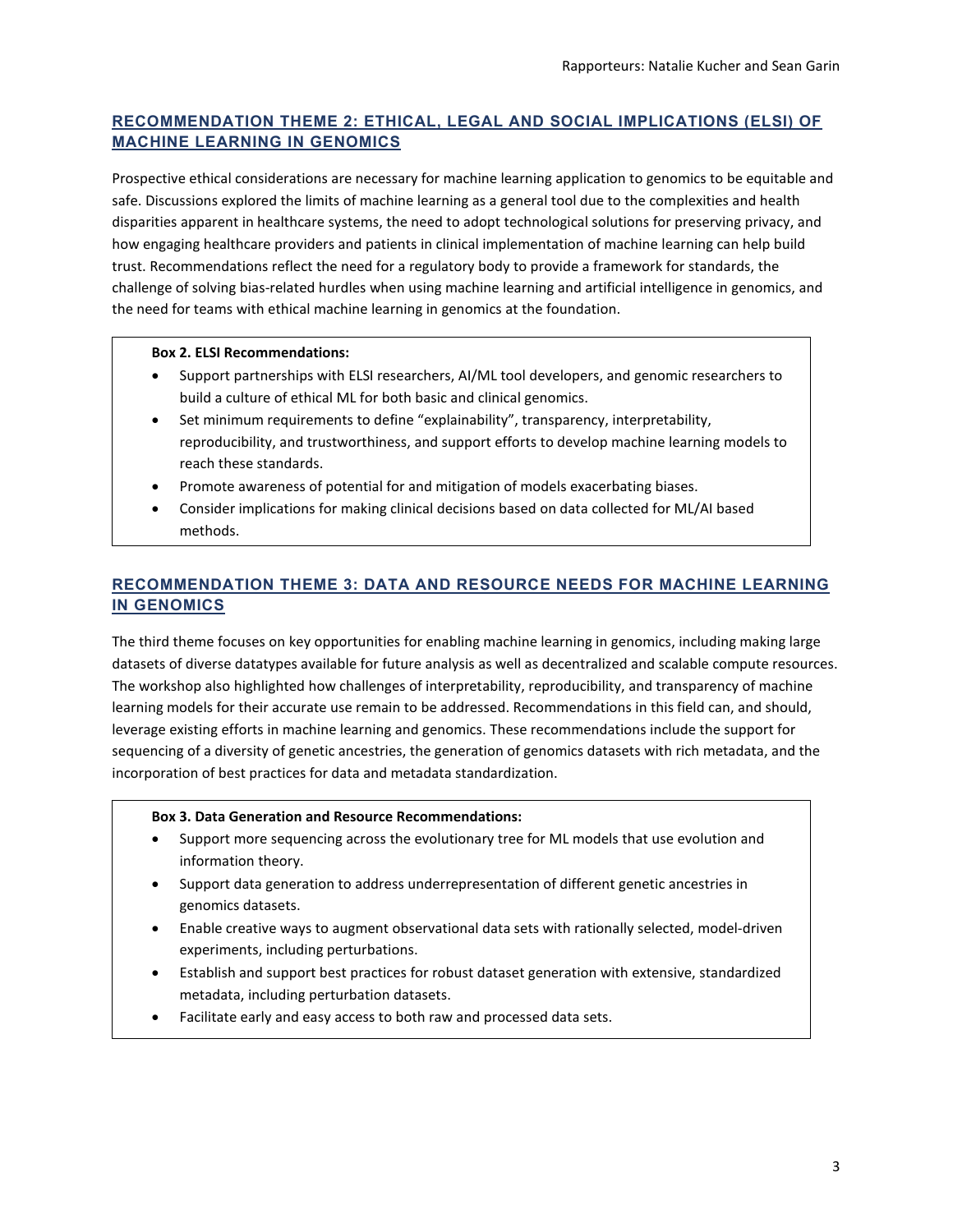## RECOMMENDATION THEME 2: ETHICAL, LEGAL AND SOCIAL IMPLICATIONS (ELSI) OF MACHINE LEARNING IN GENOMICS

Prospective ethical considerations are necessary for machine learning application to genomics to be equitable and safe. Discussions explored the limits of machine learning as a general tool due to the complexities and health disparities apparent in healthcare systems, the need to adopt technological solutions for preserving privacy, and how engaging healthcare providers and patients in clinical implementation of machine learning can help build trust. Recommendations reflect the need for a regulatory body to provide a framework for standards, the challenge of solving bias-related hurdles when using machine learning and artificial intelligence in genomics, and the need for teams with ethical machine learning in genomics at the foundation.

> **Box 2. ELSI Recommendations:**
>
> - Support partnerships with ELSI researchers, AI/ML tool developers, and genomic researchers to build a culture of ethical ML for both basic and clinical genomics.
> - Set minimum requirements to define "explainability", transparency, interpretability, reproducibility, and trustworthiness, and support efforts to develop machine learning models to reach these standards.
> - Promote awareness of potential for and mitigation of models exacerbating biases.
> - Consider implications for making clinical decisions based on data collected for ML/AI based methods.

## RECOMMENDATION THEME 3: DATA AND RESOURCE NEEDS FOR MACHINE LEARNING IN GENOMICS

The third theme focuses on key opportunities for enabling machine learning in genomics, including making large datasets of diverse datatypes available for future analysis as well as decentralized and scalable compute resources. The workshop also highlighted how challenges of interpretability, reproducibility, and transparency of machine learning models for their accurate use remain to be addressed. Recommendations in this field can, and should, leverage existing efforts in machine learning and genomics. These recommendations include the support for sequencing of a diversity of genetic ancestries, the generation of genomics datasets with rich metadata, and the incorporation of best practices for data and metadata standardization.

> **Box 3. Data Generation and Resource Recommendations:**
>
> - Support more sequencing across the evolutionary tree for ML models that use evolution and information theory.
> - Support data generation to address underrepresentation of different genetic ancestries in genomics datasets.
> - Enable creative ways to augment observational data sets with rationally selected, model-driven experiments, including perturbations.
> - Establish and support best practices for robust dataset generation with extensive, standardized metadata, including perturbation datasets.
> - Facilitate early and easy access to both raw and processed data sets.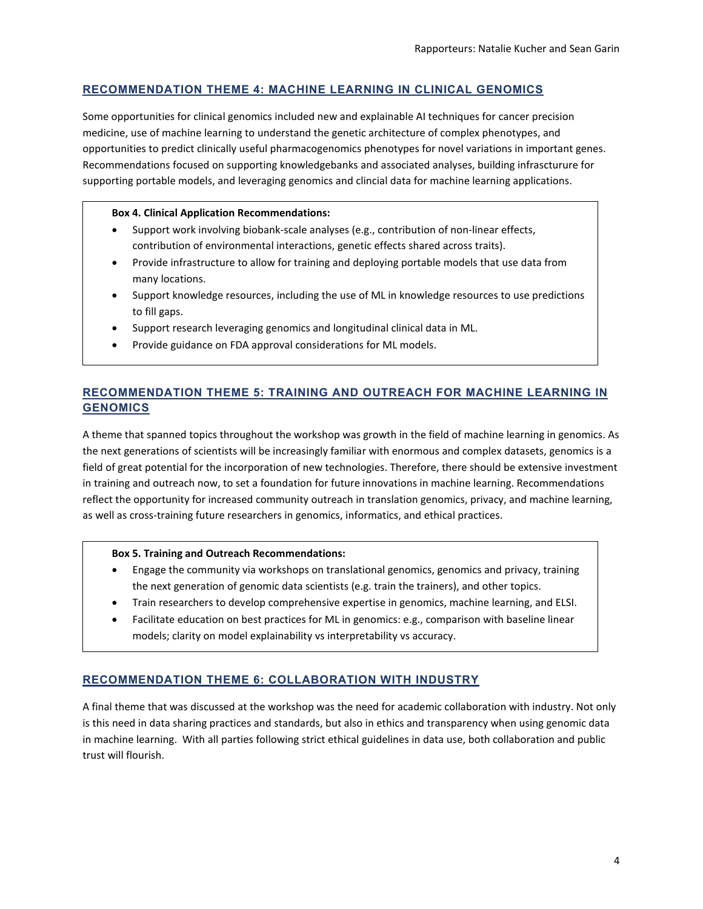## RECOMMENDATION THEME 4: MACHINE LEARNING IN CLINICAL GENOMICS

Some opportunities for clinical genomics included new and explainable AI techniques for cancer precision medicine, use of machine learning to understand the genetic architecture of complex phenotypes, and opportunities to predict clinically useful pharmacogenomics phenotypes for novel variations in important genes. Recommendations focused on supporting knowledgebanks and associated analyses, building infrascturure for supporting portable models, and leveraging genomics and clincial data for machine learning applications.

**Box 4. Clinical Application Recommendations:**

- Support work involving biobank-scale analyses (e.g., contribution of non-linear effects, contribution of environmental interactions, genetic effects shared across traits).
- Provide infrastructure to allow for training and deploying portable models that use data from many locations.
- Support knowledge resources, including the use of ML in knowledge resources to use predictions to fill gaps.
- Support research leveraging genomics and longitudinal clinical data in ML.
- Provide guidance on FDA approval considerations for ML models.

## RECOMMENDATION THEME 5: TRAINING AND OUTREACH FOR MACHINE LEARNING IN GENOMICS

A theme that spanned topics throughout the workshop was growth in the field of machine learning in genomics. As the next generations of scientists will be increasingly familiar with enormous and complex datasets, genomics is a field of great potential for the incorporation of new technologies. Therefore, there should be extensive investment in training and outreach now, to set a foundation for future innovations in machine learning. Recommendations reflect the opportunity for increased community outreach in translation genomics, privacy, and machine learning, as well as cross-training future researchers in genomics, informatics, and ethical practices.

**Box 5. Training and Outreach Recommendations:**

- Engage the community via workshops on translational genomics, genomics and privacy, training the next generation of genomic data scientists (e.g. train the trainers), and other topics.
- Train researchers to develop comprehensive expertise in genomics, machine learning, and ELSI.
- Facilitate education on best practices for ML in genomics: e.g., comparison with baseline linear models; clarity on model explainability vs interpretability vs accuracy.

## RECOMMENDATION THEME 6: COLLABORATION WITH INDUSTRY

A final theme that was discussed at the workshop was the need for academic collaboration with industry. Not only is this need in data sharing practices and standards, but also in ethics and transparency when using genomic data in machine learning. With all parties following strict ethical guidelines in data use, both collaboration and public trust will flourish.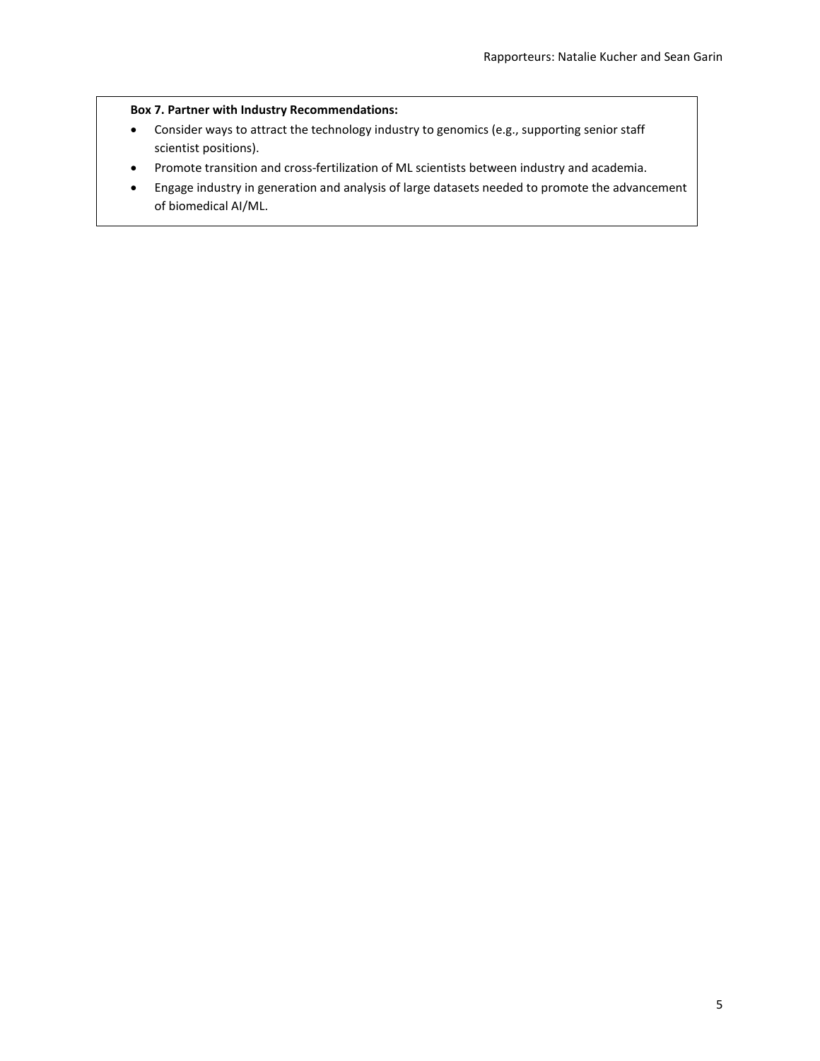**Box 7. Partner with Industry Recommendations:**

- Consider ways to attract the technology industry to genomics (e.g., supporting senior staff scientist positions).
- Promote transition and cross-fertilization of ML scientists between industry and academia.
- Engage industry in generation and analysis of large datasets needed to promote the advancement of biomedical AI/ML.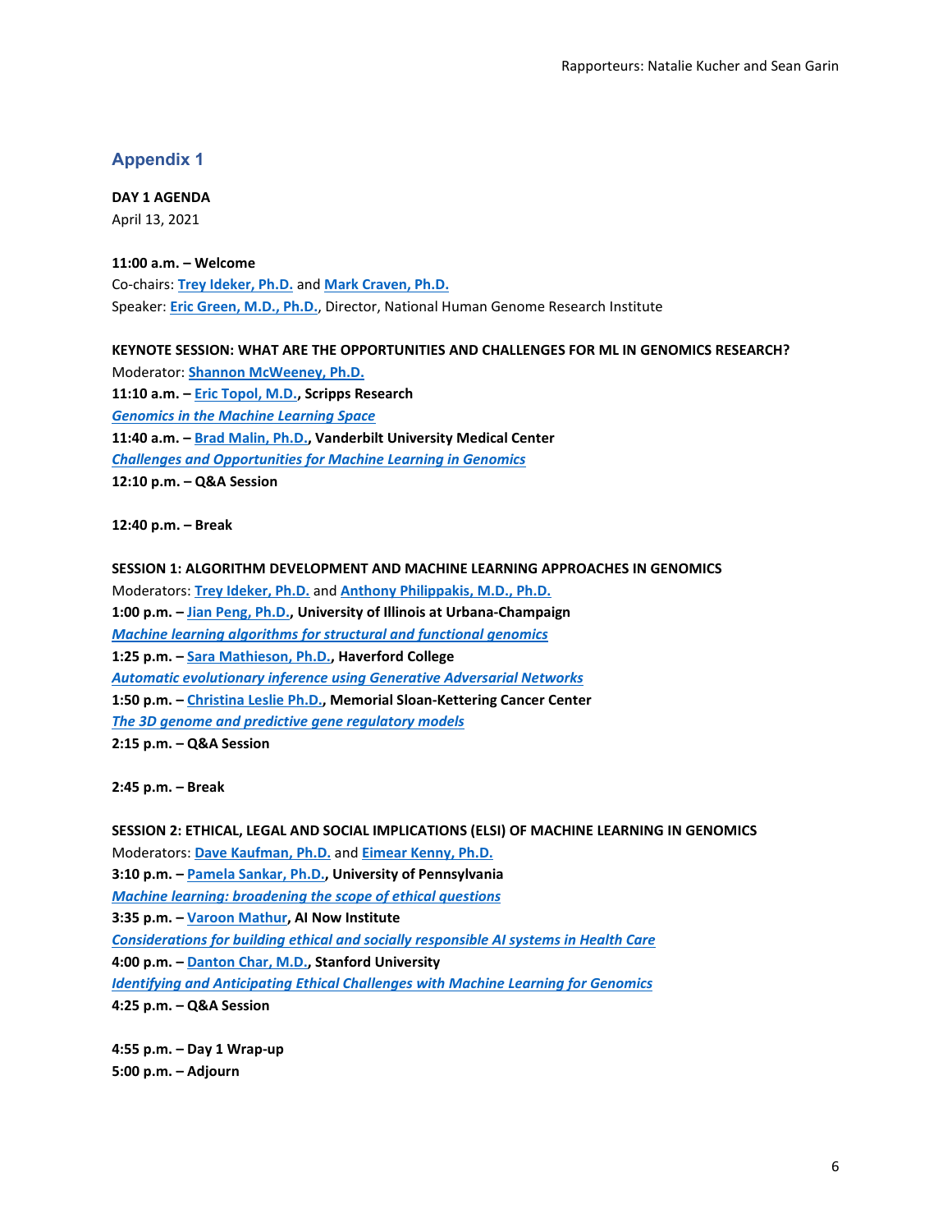## Appendix 1

**DAY 1 AGENDA**
April 13, 2021

**11:00 a.m. – Welcome**
Co-chairs: **Trey Ideker, Ph.D.** and **Mark Craven, Ph.D.**
Speaker: **Eric Green, M.D., Ph.D.**, Director, National Human Genome Research Institute

**KEYNOTE SESSION: WHAT ARE THE OPPORTUNITIES AND CHALLENGES FOR ML IN GENOMICS RESEARCH?**
Moderator: **Shannon McWeeney, Ph.D.**
**11:10 a.m. – Eric Topol, M.D., Scripps Research**
***Genomics in the Machine Learning Space***
**11:40 a.m. – Brad Malin, Ph.D., Vanderbilt University Medical Center**
***Challenges and Opportunities for Machine Learning in Genomics***
**12:10 p.m. – Q&A Session**

**12:40 p.m. – Break**

**SESSION 1: ALGORITHM DEVELOPMENT AND MACHINE LEARNING APPROACHES IN GENOMICS**
Moderators: **Trey Ideker, Ph.D.** and **Anthony Philippakis, M.D., Ph.D.**
**1:00 p.m. – Jian Peng, Ph.D., University of Illinois at Urbana-Champaign**
***Machine learning algorithms for structural and functional genomics***
**1:25 p.m. – Sara Mathieson, Ph.D., Haverford College**
***Automatic evolutionary inference using Generative Adversarial Networks***
**1:50 p.m. – Christina Leslie Ph.D., Memorial Sloan-Kettering Cancer Center**
***The 3D genome and predictive gene regulatory models***
**2:15 p.m. – Q&A Session**

**2:45 p.m. – Break**

**SESSION 2: ETHICAL, LEGAL AND SOCIAL IMPLICATIONS (ELSI) OF MACHINE LEARNING IN GENOMICS**
Moderators: **Dave Kaufman, Ph.D.** and **Eimear Kenny, Ph.D.**
**3:10 p.m. – Pamela Sankar, Ph.D., University of Pennsylvania**
***Machine learning: broadening the scope of ethical questions***
**3:35 p.m. – Varoon Mathur, AI Now Institute**
***Considerations for building ethical and socially responsible AI systems in Health Care***
**4:00 p.m. – Danton Char, M.D., Stanford University**
***Identifying and Anticipating Ethical Challenges with Machine Learning for Genomics***
**4:25 p.m. – Q&A Session**

**4:55 p.m. – Day 1 Wrap-up**
**5:00 p.m. – Adjourn**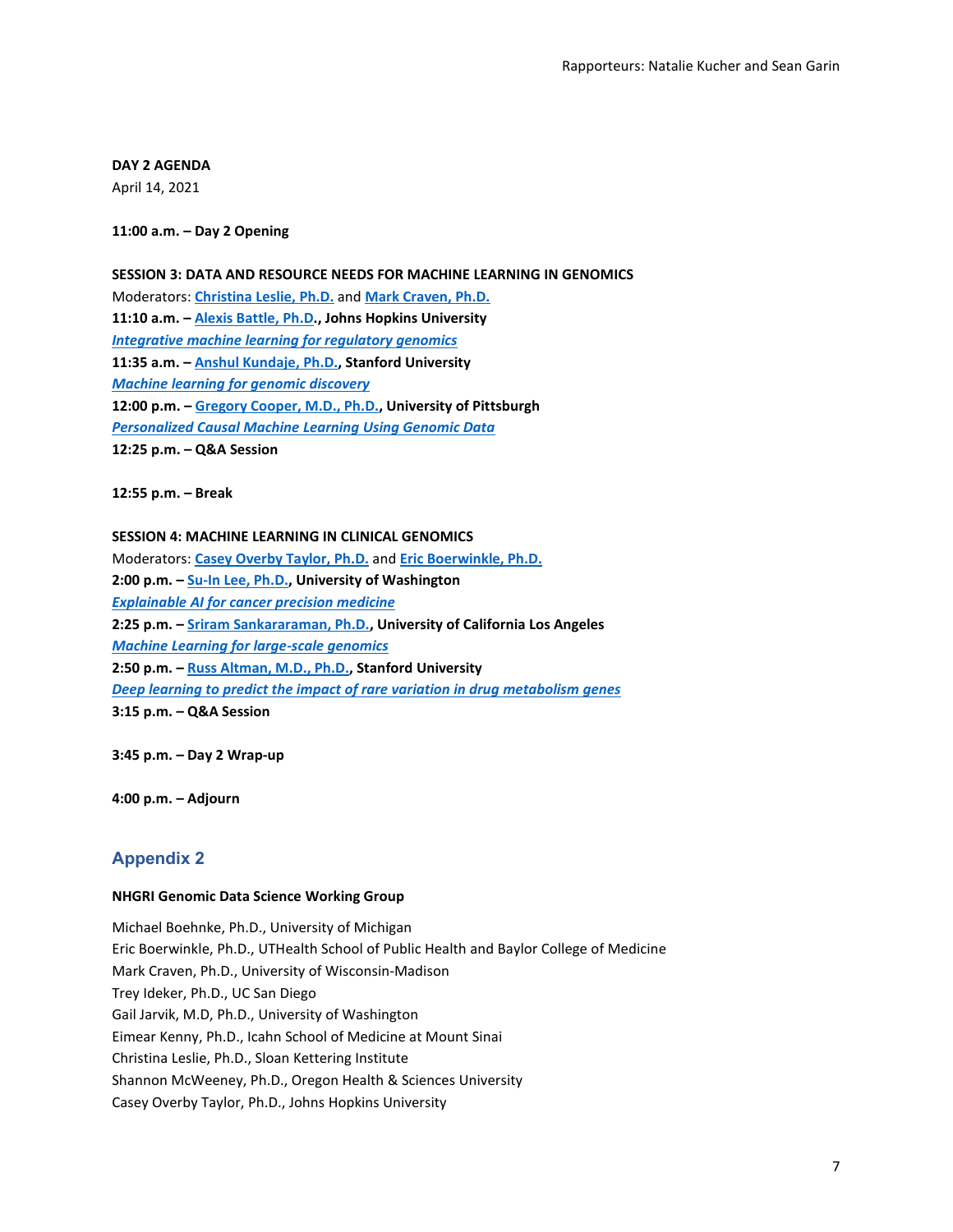**DAY 2 AGENDA**
April 14, 2021

**11:00 a.m. – Day 2 Opening**

**SESSION 3: DATA AND RESOURCE NEEDS FOR MACHINE LEARNING IN GENOMICS**
Moderators: **Christina Leslie, Ph.D.** and **Mark Craven, Ph.D.**
**11:10 a.m. – Alexis Battle, Ph.D., Johns Hopkins University**
***Integrative machine learning for regulatory genomics***
**11:35 a.m. – Anshul Kundaje, Ph.D., Stanford University**
***Machine learning for genomic discovery***
**12:00 p.m. – Gregory Cooper, M.D., Ph.D., University of Pittsburgh**
***Personalized Causal Machine Learning Using Genomic Data***
**12:25 p.m. – Q&A Session**

**12:55 p.m. – Break**

**SESSION 4: MACHINE LEARNING IN CLINICAL GENOMICS**
Moderators: **Casey Overby Taylor, Ph.D.** and **Eric Boerwinkle, Ph.D.**
**2:00 p.m. – Su-In Lee, Ph.D., University of Washington**
***Explainable AI for cancer precision medicine***
**2:25 p.m. – Sriram Sankararaman, Ph.D., University of California Los Angeles**
***Machine Learning for large-scale genomics***
**2:50 p.m. – Russ Altman, M.D., Ph.D., Stanford University**
***Deep learning to predict the impact of rare variation in drug metabolism genes***
**3:15 p.m. – Q&A Session**

**3:45 p.m. – Day 2 Wrap-up**

**4:00 p.m. – Adjourn**

## Appendix 2

**NHGRI Genomic Data Science Working Group**

Michael Boehnke, Ph.D., University of Michigan
Eric Boerwinkle, Ph.D., UTHealth School of Public Health and Baylor College of Medicine
Mark Craven, Ph.D., University of Wisconsin-Madison
Trey Ideker, Ph.D., UC San Diego
Gail Jarvik, M.D, Ph.D., University of Washington
Eimear Kenny, Ph.D., Icahn School of Medicine at Mount Sinai
Christina Leslie, Ph.D., Sloan Kettering Institute
Shannon McWeeney, Ph.D., Oregon Health & Sciences University
Casey Overby Taylor, Ph.D., Johns Hopkins University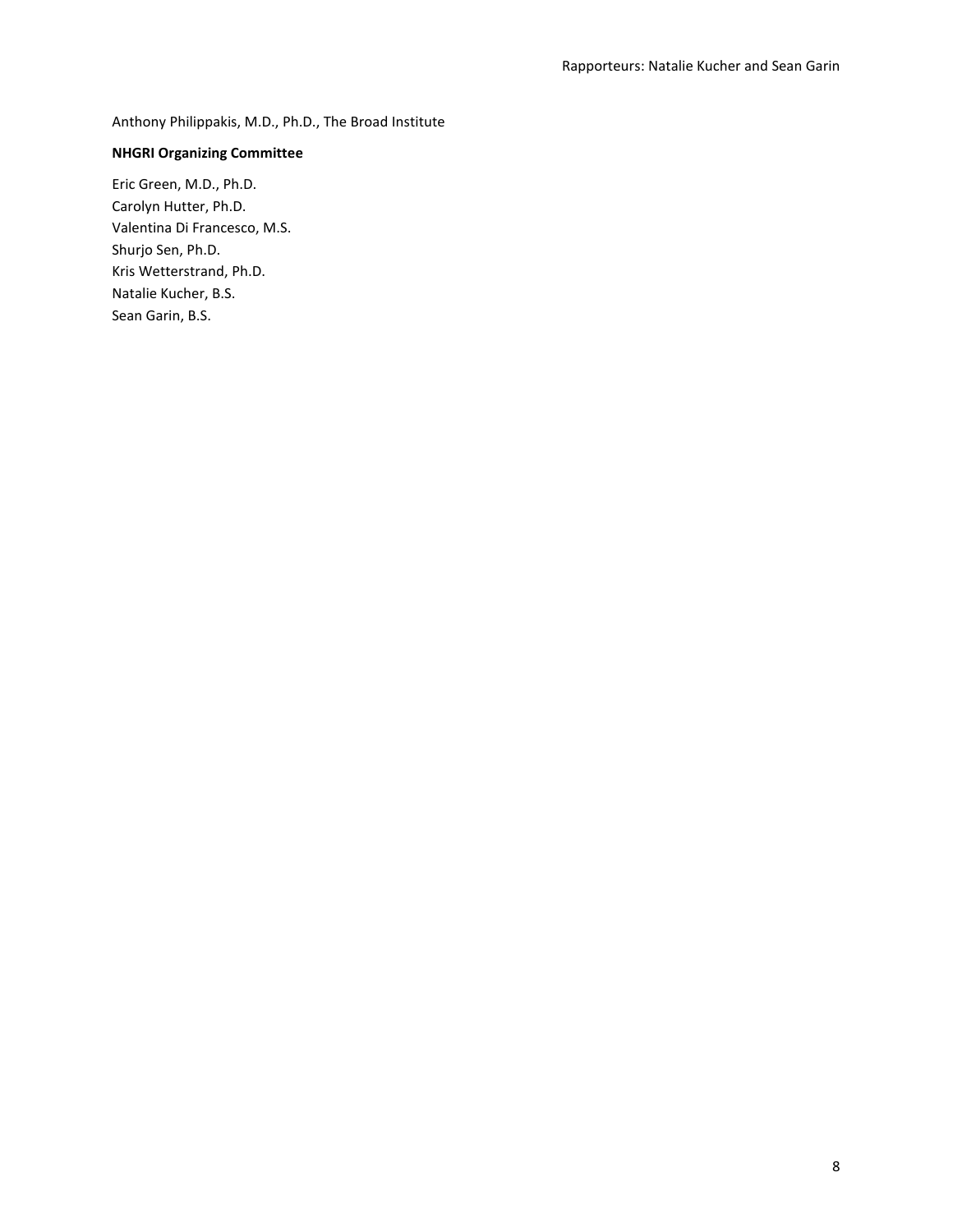Anthony Philippakis, M.D., Ph.D., The Broad Institute

**NHGRI Organizing Committee**

Eric Green, M.D., Ph.D.
Carolyn Hutter, Ph.D.
Valentina Di Francesco, M.S.
Shurjo Sen, Ph.D.
Kris Wetterstrand, Ph.D.
Natalie Kucher, B.S.
Sean Garin, B.S.